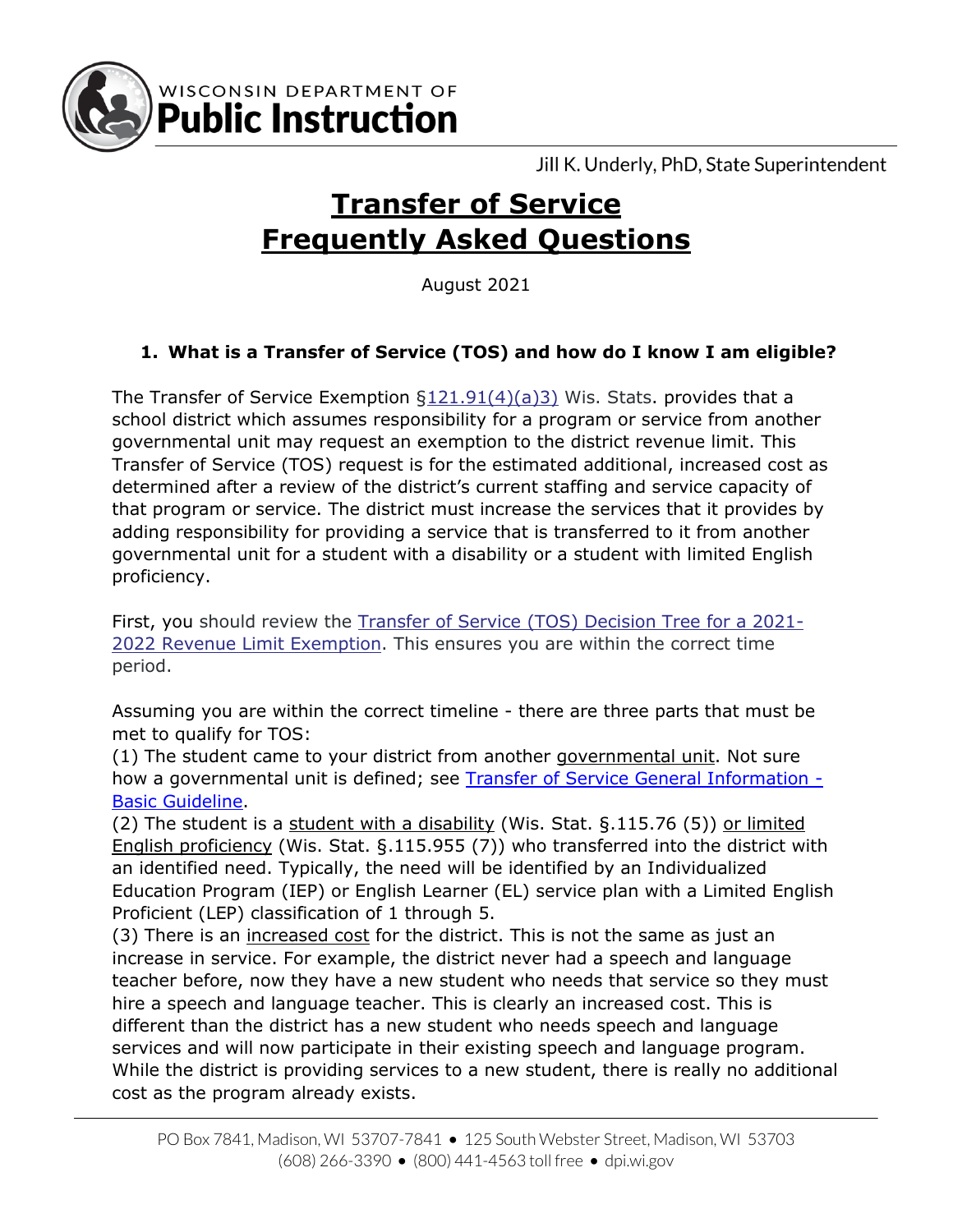WISCONSIN DEPARTMENT OF **Public Instruction**

Jill K. Underly, PhD, State Superintendent

# Transfer of Service Frequently Asked Questions

August 2021

### 1. What is a Transfer of Service (TOS) and how do I know I am eligible?

The Transfer of Service Exemption §121.91(4)(a)3) Wis. Stats. provides that a school district which assumes responsibility for a program or service from another governmental unit may request an exemption to the district revenue limit. This Transfer of Service (TOS) request is for the estimated additional, increased cost as determined after a review of the district's current staffing and service capacity of that program or service. The district must increase the services that it provides by adding responsibility for providing a service that is transferred to it from another governmental unit for a student with a disability or a student with limited English proficiency.

First, you should review the Transfer of Service (TOS) Decision Tree for a 2021-2022 Revenue Limit Exemption. This ensures you are within the correct time period.

Assuming you are within the correct timeline - there are three parts that must be met to qualify for TOS:

(1) The student came to your district from another governmental unit. Not sure how a governmental unit is defined; see Transfer of Service General Information - Basic Guideline.

(2) The student is a student with a disability (Wis. Stat. §.115.76 (5)) or limited English proficiency (Wis. Stat. §.115.955 (7)) who transferred into the district with an identified need. Typically, the need will be identified by an Individualized Education Program (IEP) or English Learner (EL) service plan with a Limited English Proficient (LEP) classification of 1 through 5.

(3) There is an increased cost for the district. This is not the same as just an increase in service. For example, the district never had a speech and language teacher before, now they have a new student who needs that service so they must hire a speech and language teacher. This is clearly an increased cost. This is different than the district has a new student who needs speech and language services and will now participate in their existing speech and language program. While the district is providing services to a new student, there is really no additional cost as the program already exists.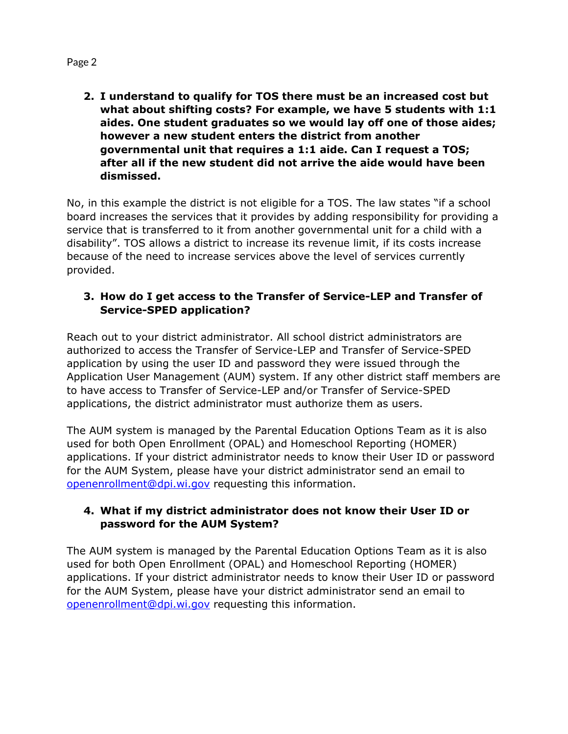2. **I understand to qualify for TOS there must be an increased cost but what about shifting costs? For example, we have 5 students with 1:1 aides. One student graduates so we would lay off one of those aides; however a new student enters the district from another governmental unit that requires a 1:1 aide. Can I request a TOS; after all if the new student did not arrive the aide would have been dismissed.**

No, in this example the district is not eligible for a TOS. The law states "if a school board increases the services that it provides by adding responsibility for providing a service that is transferred to it from another governmental unit for a child with a disability". TOS allows a district to increase its revenue limit, if its costs increase because of the need to increase services above the level of services currently provided.

3. **How do I get access to the Transfer of Service-LEP and Transfer of Service-SPED application?**

Reach out to your district administrator. All school district administrators are authorized to access the Transfer of Service-LEP and Transfer of Service-SPED application by using the user ID and password they were issued through the Application User Management (AUM) system. If any other district staff members are to have access to Transfer of Service-LEP and/or Transfer of Service-SPED applications, the district administrator must authorize them as users.

The AUM system is managed by the Parental Education Options Team as it is also used for both Open Enrollment (OPAL) and Homeschool Reporting (HOMER) applications. If your district administrator needs to know their User ID or password for the AUM System, please have your district administrator send an email to openenrollment@dpi.wi.gov requesting this information.

4. **What if my district administrator does not know their User ID or password for the AUM System?**

The AUM system is managed by the Parental Education Options Team as it is also used for both Open Enrollment (OPAL) and Homeschool Reporting (HOMER) applications. If your district administrator needs to know their User ID or password for the AUM System, please have your district administrator send an email to openenrollment@dpi.wi.gov requesting this information.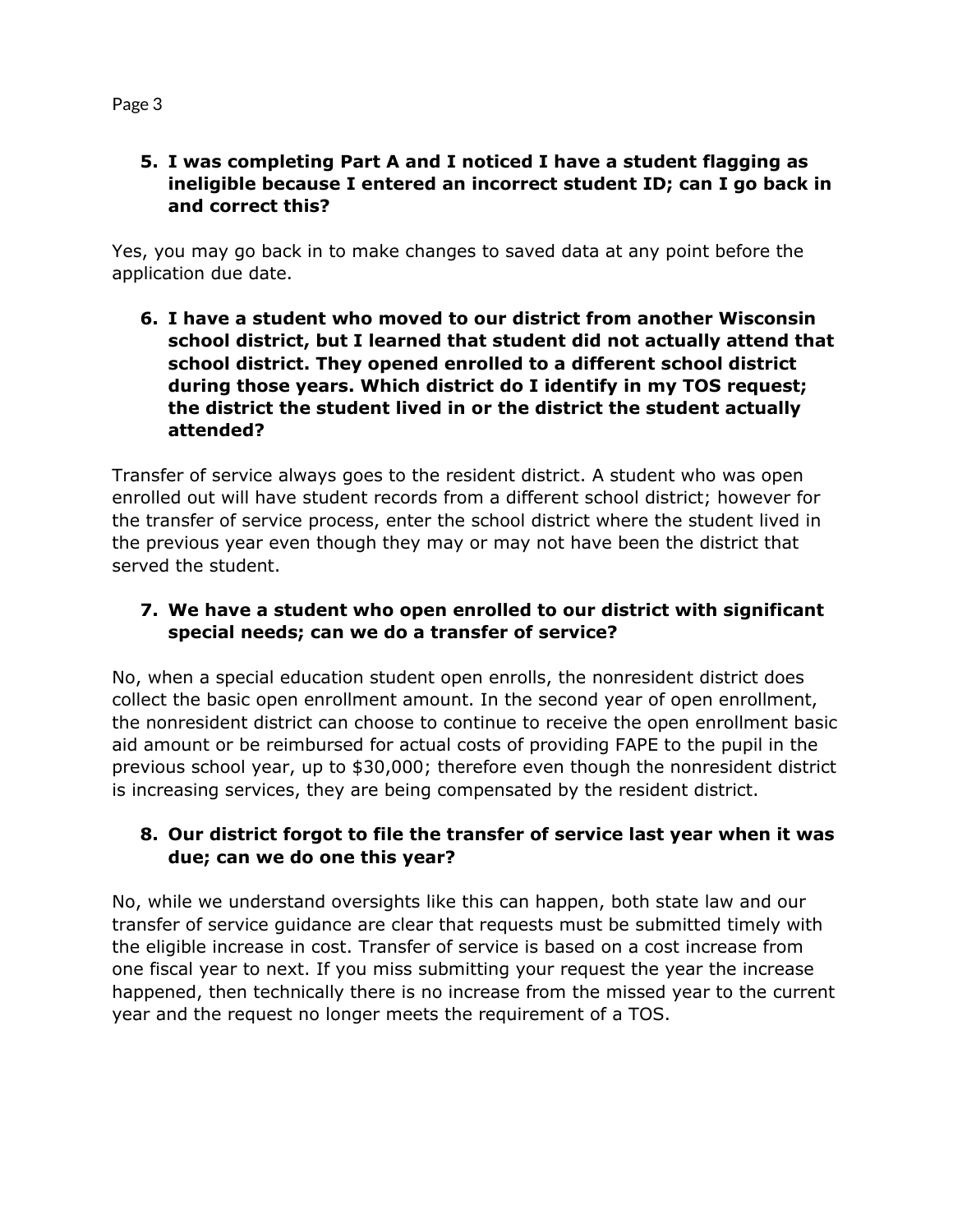5. **I was completing Part A and I noticed I have a student flagging as ineligible because I entered an incorrect student ID; can I go back in and correct this?**

Yes, you may go back in to make changes to saved data at any point before the application due date.

6. **I have a student who moved to our district from another Wisconsin school district, but I learned that student did not actually attend that school district. They opened enrolled to a different school district during those years. Which district do I identify in my TOS request; the district the student lived in or the district the student actually attended?**

Transfer of service always goes to the resident district. A student who was open enrolled out will have student records from a different school district; however for the transfer of service process, enter the school district where the student lived in the previous year even though they may or may not have been the district that served the student.

7. **We have a student who open enrolled to our district with significant special needs; can we do a transfer of service?**

No, when a special education student open enrolls, the nonresident district does collect the basic open enrollment amount. In the second year of open enrollment, the nonresident district can choose to continue to receive the open enrollment basic aid amount or be reimbursed for actual costs of providing FAPE to the pupil in the previous school year, up to $30,000; therefore even though the nonresident district is increasing services, they are being compensated by the resident district.

8. **Our district forgot to file the transfer of service last year when it was due; can we do one this year?**

No, while we understand oversights like this can happen, both state law and our transfer of service guidance are clear that requests must be submitted timely with the eligible increase in cost. Transfer of service is based on a cost increase from one fiscal year to next. If you miss submitting your request the year the increase happened, then technically there is no increase from the missed year to the current year and the request no longer meets the requirement of a TOS.